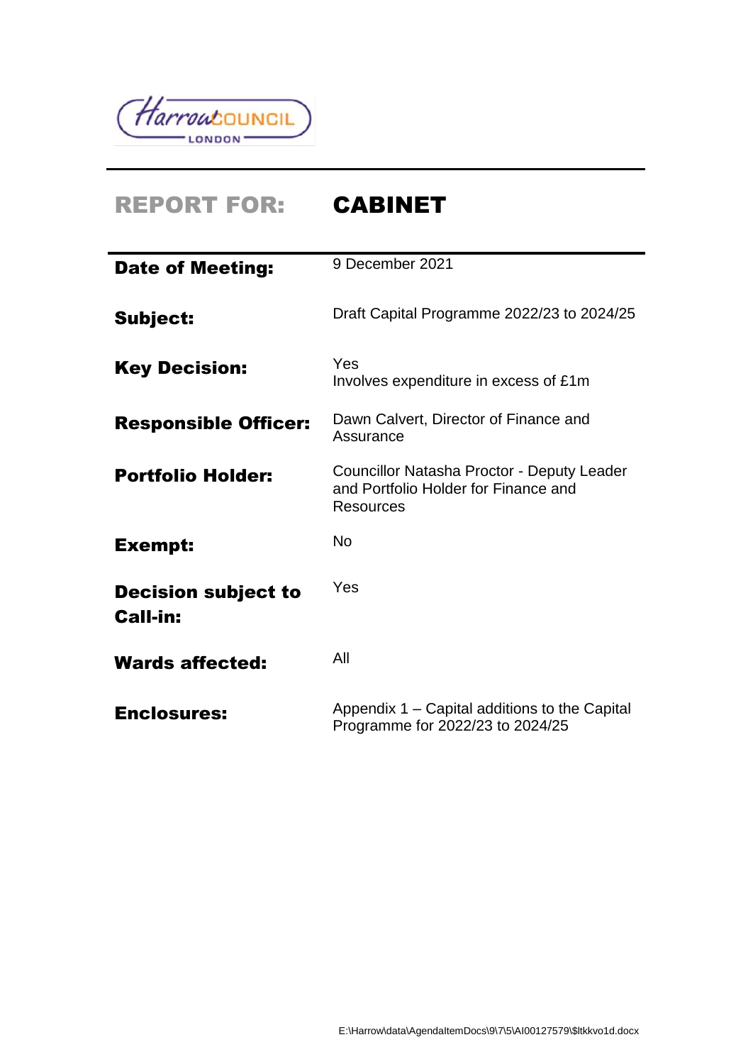# REPORT FOR: CABINET

| | |
|---|---|
| **Date of Meeting:** | 9 December 2021 |
| **Subject:** | Draft Capital Programme 2022/23 to 2024/25 |
| **Key Decision:** | Yes<br>Involves expenditure in excess of £1m |
| **Responsible Officer:** | Dawn Calvert, Director of Finance and Assurance |
| **Portfolio Holder:** | Councillor Natasha Proctor - Deputy Leader and Portfolio Holder for Finance and Resources |
| **Exempt:** | No |
| **Decision subject to Call-in:** | Yes |
| **Wards affected:** | All |
| **Enclosures:** | Appendix 1 – Capital additions to the Capital Programme for 2022/23 to 2024/25 |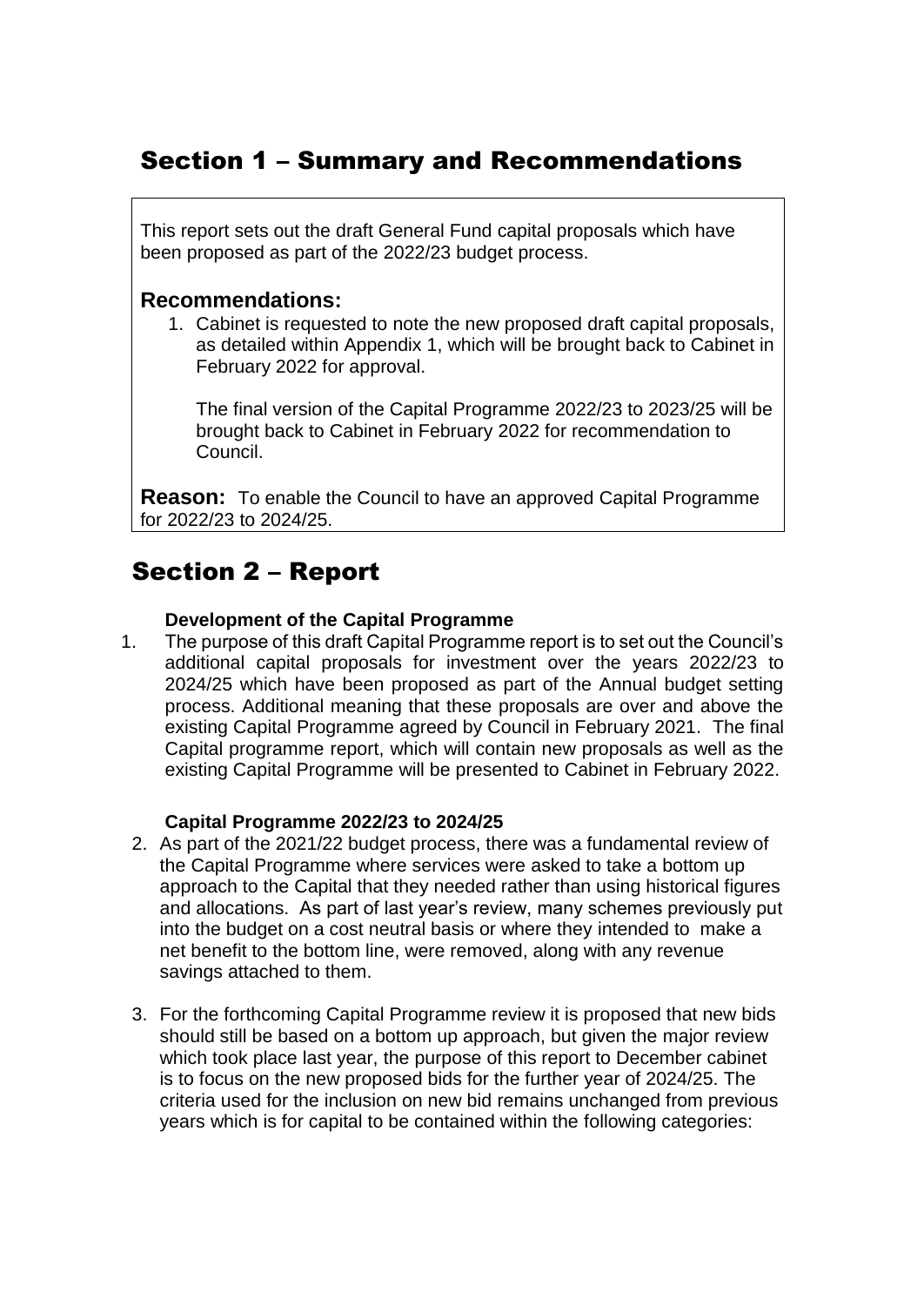# Section 1 – Summary and Recommendations

This report sets out the draft General Fund capital proposals which have been proposed as part of the 2022/23 budget process.

## Recommendations:

1. Cabinet is requested to note the new proposed draft capital proposals, as detailed within Appendix 1, which will be brought back to Cabinet in February 2022 for approval.

   The final version of the Capital Programme 2022/23 to 2023/25 will be brought back to Cabinet in February 2022 for recommendation to Council.

**Reason:** To enable the Council to have an approved Capital Programme for 2022/23 to 2024/25.

# Section 2 – Report

### Development of the Capital Programme

1. The purpose of this draft Capital Programme report is to set out the Council's additional capital proposals for investment over the years 2022/23 to 2024/25 which have been proposed as part of the Annual budget setting process. Additional meaning that these proposals are over and above the existing Capital Programme agreed by Council in February 2021. The final Capital programme report, which will contain new proposals as well as the existing Capital Programme will be presented to Cabinet in February 2022.

### Capital Programme 2022/23 to 2024/25

2. As part of the 2021/22 budget process, there was a fundamental review of the Capital Programme where services were asked to take a bottom up approach to the Capital that they needed rather than using historical figures and allocations. As part of last year's review, many schemes previously put into the budget on a cost neutral basis or where they intended to make a net benefit to the bottom line, were removed, along with any revenue savings attached to them.

3. For the forthcoming Capital Programme review it is proposed that new bids should still be based on a bottom up approach, but given the major review which took place last year, the purpose of this report to December cabinet is to focus on the new proposed bids for the further year of 2024/25. The criteria used for the inclusion on new bid remains unchanged from previous years which is for capital to be contained within the following categories: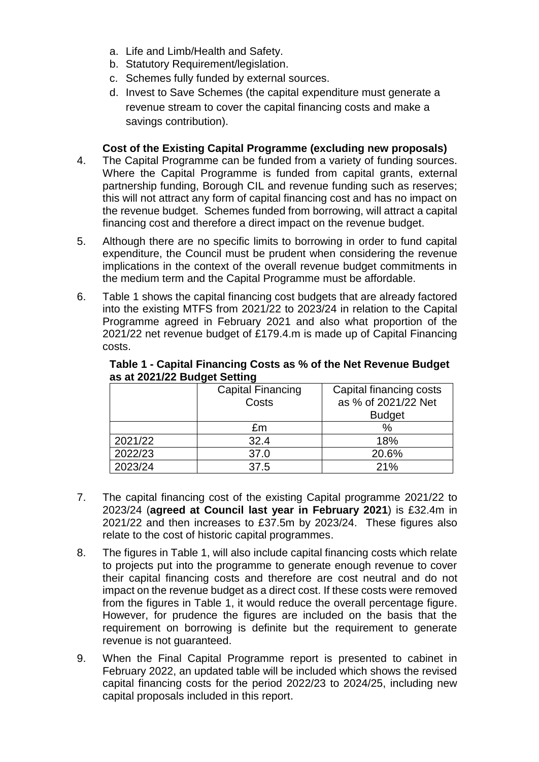a. Life and Limb/Health and Safety.
b. Statutory Requirement/legislation.
c. Schemes fully funded by external sources.
d. Invest to Save Schemes (the capital expenditure must generate a revenue stream to cover the capital financing costs and make a savings contribution).

**Cost of the Existing Capital Programme (excluding new proposals)**

4. The Capital Programme can be funded from a variety of funding sources. Where the Capital Programme is funded from capital grants, external partnership funding, Borough CIL and revenue funding such as reserves; this will not attract any form of capital financing cost and has no impact on the revenue budget. Schemes funded from borrowing, will attract a capital financing cost and therefore a direct impact on the revenue budget.

5. Although there are no specific limits to borrowing in order to fund capital expenditure, the Council must be prudent when considering the revenue implications in the context of the overall revenue budget commitments in the medium term and the Capital Programme must be affordable.

6. Table 1 shows the capital financing cost budgets that are already factored into the existing MTFS from 2021/22 to 2023/24 in relation to the Capital Programme agreed in February 2021 and also what proportion of the 2021/22 net revenue budget of £179.4.m is made up of Capital Financing costs.

**Table 1 - Capital Financing Costs as % of the Net Revenue Budget as at 2021/22 Budget Setting**

| | Capital Financing Costs | Capital financing costs as % of 2021/22 Net Budget |
|---|---|---|
| | £m | % |
| 2021/22 | 32.4 | 18% |
| 2022/23 | 37.0 | 20.6% |
| 2023/24 | 37.5 | 21% |

7. The capital financing cost of the existing Capital programme 2021/22 to 2023/24 (**agreed at Council last year in February 2021**) is £32.4m in 2021/22 and then increases to £37.5m by 2023/24. These figures also relate to the cost of historic capital programmes.

8. The figures in Table 1, will also include capital financing costs which relate to projects put into the programme to generate enough revenue to cover their capital financing costs and therefore are cost neutral and do not impact on the revenue budget as a direct cost. If these costs were removed from the figures in Table 1, it would reduce the overall percentage figure. However, for prudence the figures are included on the basis that the requirement on borrowing is definite but the requirement to generate revenue is not guaranteed.

9. When the Final Capital Programme report is presented to cabinet in February 2022, an updated table will be included which shows the revised capital financing costs for the period 2022/23 to 2024/25, including new capital proposals included in this report.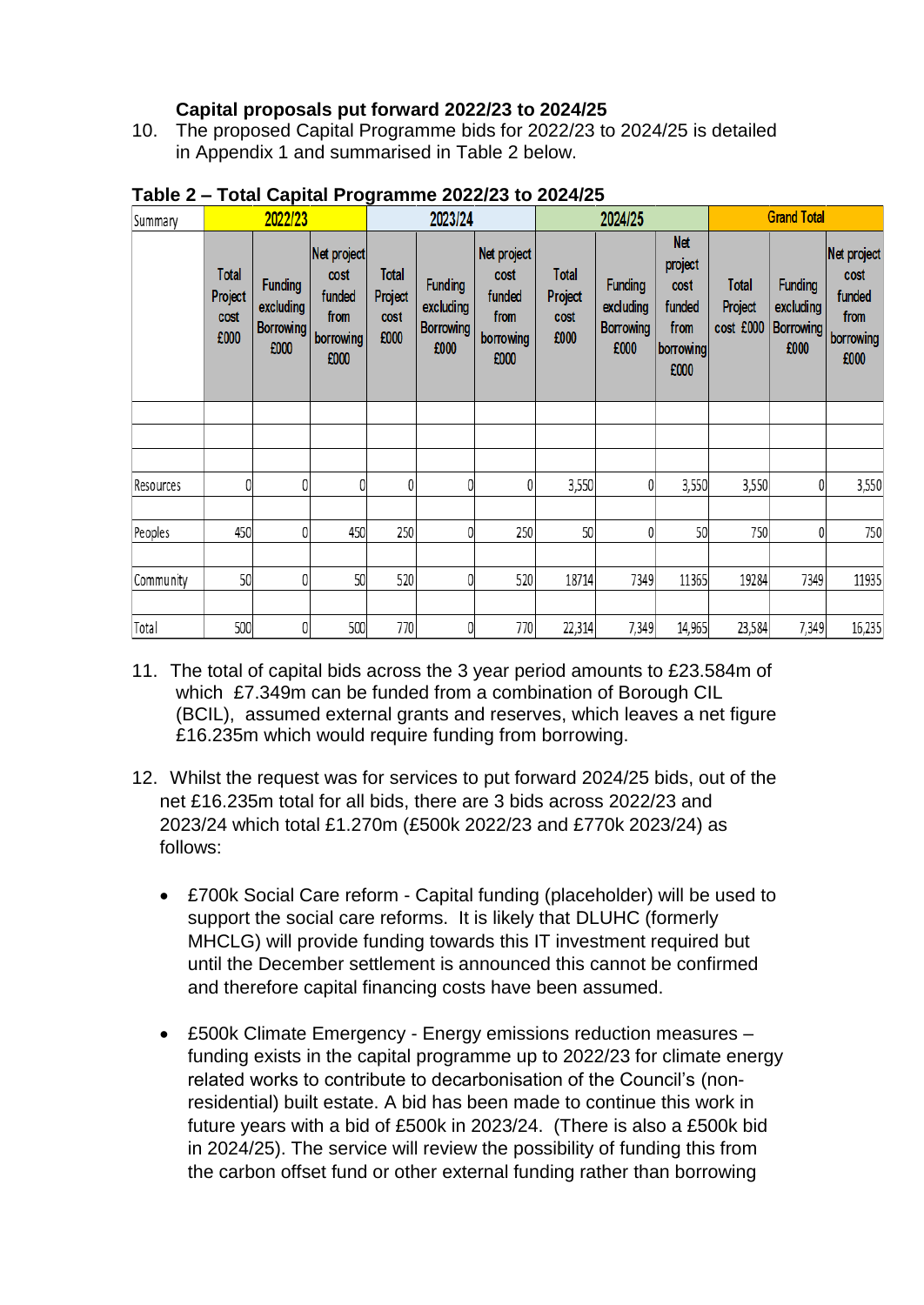**Capital proposals put forward 2022/23 to 2024/25**

10. The proposed Capital Programme bids for 2022/23 to 2024/25 is detailed in Appendix 1 and summarised in Table 2 below.

**Table 2 – Total Capital Programme 2022/23 to 2024/25**

| Summary | 2022/23 | | | 2023/24 | | | 2024/25 | | | Grand Total | | |
|---|---|---|---|---|---|---|---|---|---|---|---|---|
| | Total Project cost £000 | Funding excluding Borrowing £000 | Net project cost funded from borrowing £000 | Total Project cost £000 | Funding excluding Borrowing £000 | Net project cost funded from borrowing £000 | Total Project cost £000 | Funding excluding Borrowing £000 | Net project cost funded from borrowing £000 | Total Project cost £000 | Funding excluding Borrowing £000 | Net project cost funded from borrowing £000 |
| Resources | 0 | 0 | 0 | 0 | 0 | 0 | 3,550 | 0 | 3,550 | 3,550 | 0 | 3,550 |
| Peoples | 450 | 0 | 450 | 250 | 0 | 250 | 50 | 0 | 50 | 750 | 0 | 750 |
| Community | 50 | 0 | 50 | 520 | 0 | 520 | 18714 | 7349 | 11365 | 19284 | 7349 | 11935 |
| Total | 500 | 0 | 500 | 770 | 0 | 770 | 22,314 | 7,349 | 14,965 | 23,584 | 7,349 | 16,235 |

11. The total of capital bids across the 3 year period amounts to £23.584m of which £7.349m can be funded from a combination of Borough CIL (BCIL), assumed external grants and reserves, which leaves a net figure £16.235m which would require funding from borrowing.

12. Whilst the request was for services to put forward 2024/25 bids, out of the net £16.235m total for all bids, there are 3 bids across 2022/23 and 2023/24 which total £1.270m (£500k 2022/23 and £770k 2023/24) as follows:

- £700k Social Care reform - Capital funding (placeholder) will be used to support the social care reforms. It is likely that DLUHC (formerly MHCLG) will provide funding towards this IT investment required but until the December settlement is announced this cannot be confirmed and therefore capital financing costs have been assumed.

- £500k Climate Emergency - Energy emissions reduction measures – funding exists in the capital programme up to 2022/23 for climate energy related works to contribute to decarbonisation of the Council's (non-residential) built estate. A bid has been made to continue this work in future years with a bid of £500k in 2023/24. (There is also a £500k bid in 2024/25). The service will review the possibility of funding this from the carbon offset fund or other external funding rather than borrowing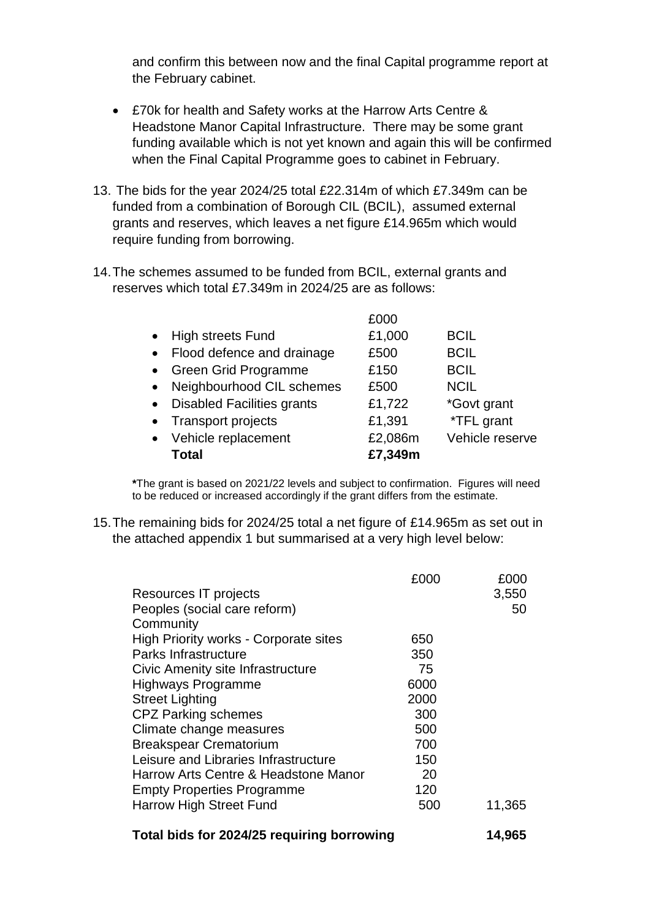and confirm this between now and the final Capital programme report at the February cabinet.

- £70k for health and Safety works at the Harrow Arts Centre & Headstone Manor Capital Infrastructure. There may be some grant funding available which is not yet known and again this will be confirmed when the Final Capital Programme goes to cabinet in February.

13. The bids for the year 2024/25 total £22.314m of which £7.349m can be funded from a combination of Borough CIL (BCIL), assumed external grants and reserves, which leaves a net figure £14.965m which would require funding from borrowing.

14. The schemes assumed to be funded from BCIL, external grants and reserves which total £7.349m in 2024/25 are as follows:

| | £000 | |
|---|---|---|
| • High streets Fund | £1,000 | BCIL |
| • Flood defence and drainage | £500 | BCIL |
| • Green Grid Programme | £150 | BCIL |
| • Neighbourhood CIL schemes | £500 | NCIL |
| • Disabled Facilities grants | £1,722 | *Govt grant |
| • Transport projects | £1,391 | *TFL grant |
| • Vehicle replacement | £2,086m | Vehicle reserve |
| **Total** | **£7,349m** | |

***The grant is based on 2021/22 levels and subject to confirmation. Figures will need to be reduced or increased accordingly if the grant differs from the estimate.

15. The remaining bids for 2024/25 total a net figure of £14.965m as set out in the attached appendix 1 but summarised at a very high level below:

| | £000 | £000 |
|---|---|---|
| Resources IT projects | | 3,550 |
| Peoples (social care reform) | | 50 |
| Community | | |
| High Priority works - Corporate sites | 650 | |
| Parks Infrastructure | 350 | |
| Civic Amenity site Infrastructure | 75 | |
| Highways Programme | 6000 | |
| Street Lighting | 2000 | |
| CPZ Parking schemes | 300 | |
| Climate change measures | 500 | |
| Breakspear Crematorium | 700 | |
| Leisure and Libraries Infrastructure | 150 | |
| Harrow Arts Centre & Headstone Manor | 20 | |
| Empty Properties Programme | 120 | |
| Harrow High Street Fund | 500 | 11,365 |
| **Total bids for 2024/25 requiring borrowing** | | **14,965** |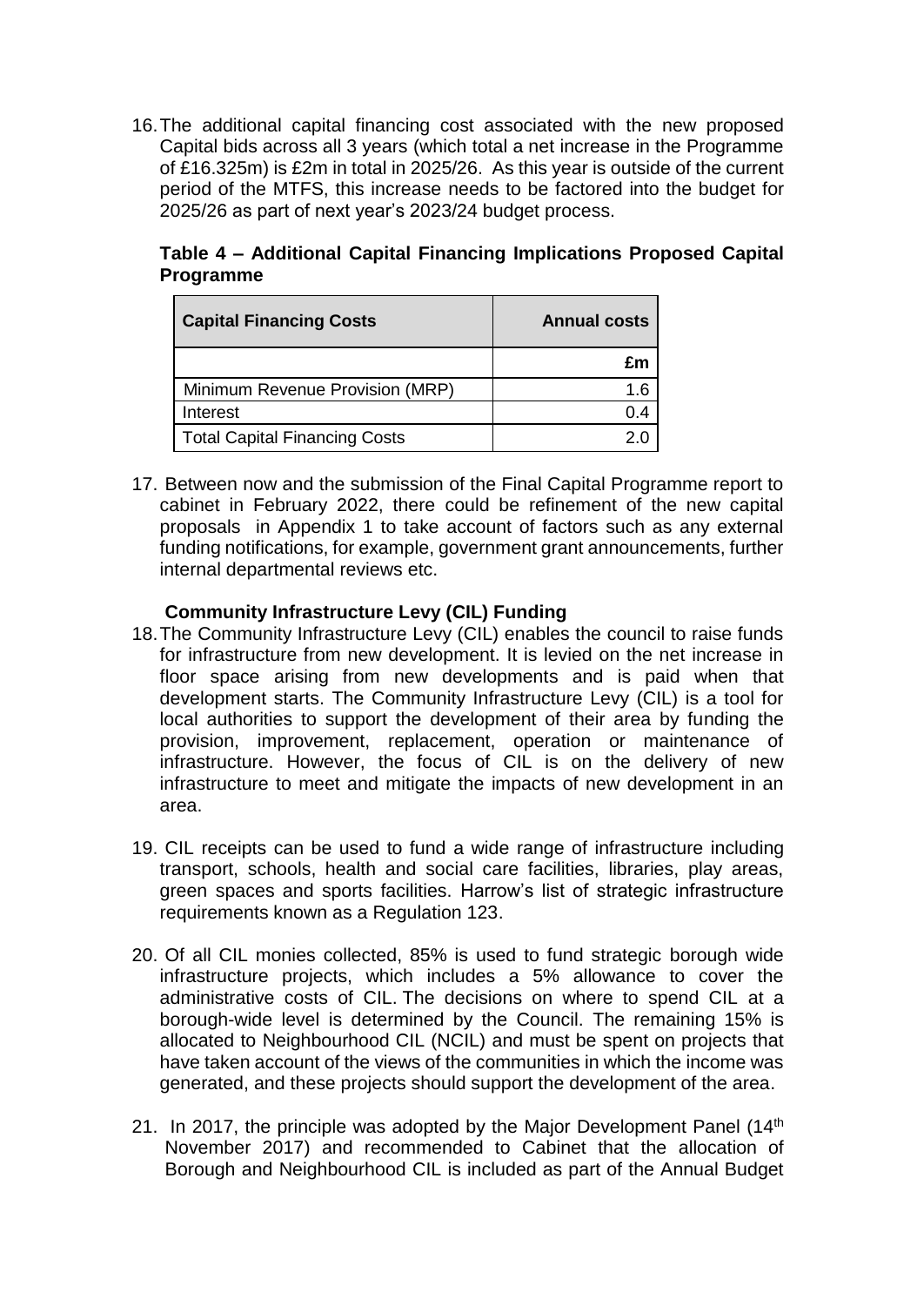16. The additional capital financing cost associated with the new proposed Capital bids across all 3 years (which total a net increase in the Programme of £16.325m) is £2m in total in 2025/26. As this year is outside of the current period of the MTFS, this increase needs to be factored into the budget for 2025/26 as part of next year's 2023/24 budget process.

**Table 4 – Additional Capital Financing Implications Proposed Capital Programme**

| Capital Financing Costs | Annual costs |
|---|---|
| | £m |
| Minimum Revenue Provision (MRP) | 1.6 |
| Interest | 0.4 |
| Total Capital Financing Costs | 2.0 |

17. Between now and the submission of the Final Capital Programme report to cabinet in February 2022, there could be refinement of the new capital proposals in Appendix 1 to take account of factors such as any external funding notifications, for example, government grant announcements, further internal departmental reviews etc.

**Community Infrastructure Levy (CIL) Funding**

18. The Community Infrastructure Levy (CIL) enables the council to raise funds for infrastructure from new development. It is levied on the net increase in floor space arising from new developments and is paid when that development starts. The Community Infrastructure Levy (CIL) is a tool for local authorities to support the development of their area by funding the provision, improvement, replacement, operation or maintenance of infrastructure. However, the focus of CIL is on the delivery of new infrastructure to meet and mitigate the impacts of new development in an area.

19. CIL receipts can be used to fund a wide range of infrastructure including transport, schools, health and social care facilities, libraries, play areas, green spaces and sports facilities. Harrow's list of strategic infrastructure requirements known as a Regulation 123.

20. Of all CIL monies collected, 85% is used to fund strategic borough wide infrastructure projects, which includes a 5% allowance to cover the administrative costs of CIL. The decisions on where to spend CIL at a borough-wide level is determined by the Council. The remaining 15% is allocated to Neighbourhood CIL (NCIL) and must be spent on projects that have taken account of the views of the communities in which the income was generated, and these projects should support the development of the area.

21. In 2017, the principle was adopted by the Major Development Panel (14th November 2017) and recommended to Cabinet that the allocation of Borough and Neighbourhood CIL is included as part of the Annual Budget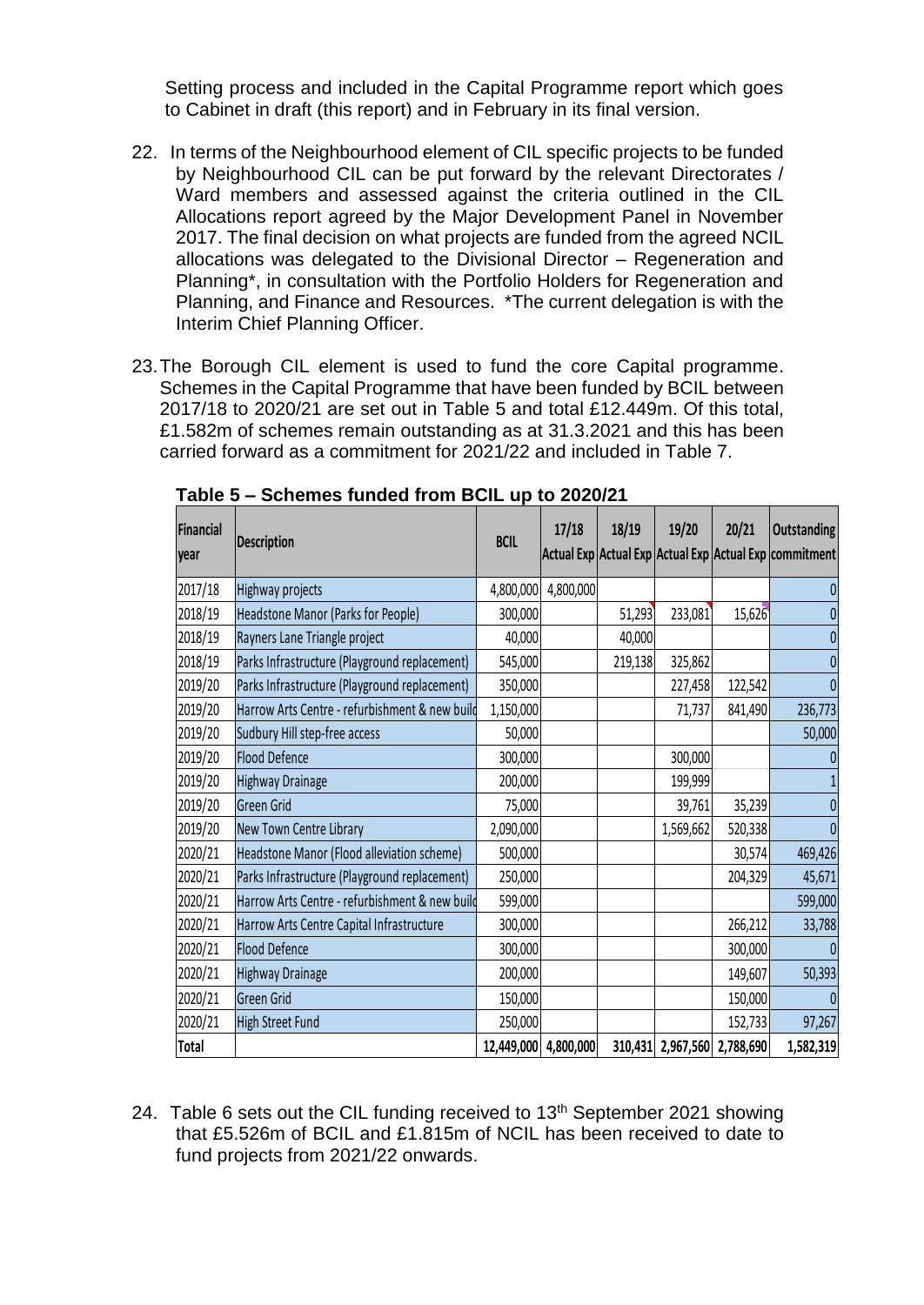Setting process and included in the Capital Programme report which goes to Cabinet in draft (this report) and in February in its final version.

22. In terms of the Neighbourhood element of CIL specific projects to be funded by Neighbourhood CIL can be put forward by the relevant Directorates / Ward members and assessed against the criteria outlined in the CIL Allocations report agreed by the Major Development Panel in November 2017. The final decision on what projects are funded from the agreed NCIL allocations was delegated to the Divisional Director – Regeneration and Planning*, in consultation with the Portfolio Holders for Regeneration and Planning, and Finance and Resources. *The current delegation is with the Interim Chief Planning Officer.

23. The Borough CIL element is used to fund the core Capital programme. Schemes in the Capital Programme that have been funded by BCIL between 2017/18 to 2020/21 are set out in Table 5 and total £12.449m. Of this total, £1.582m of schemes remain outstanding as at 31.3.2021 and this has been carried forward as a commitment for 2021/22 and included in Table 7.

**Table 5 – Schemes funded from BCIL up to 2020/21**

| Financial year | Description | BCIL | 17/18 Actual Exp | 18/19 Actual Exp | 19/20 Actual Exp | 20/21 Actual Exp | Outstanding commitment |
|---|---|---|---|---|---|---|---|
| 2017/18 | Highway projects | 4,800,000 | 4,800,000 | | | | 0 |
| 2018/19 | Headstone Manor (Parks for People) | 300,000 | | 51,293 | 233,081 | 15,626 | 0 |
| 2018/19 | Rayners Lane Triangle project | 40,000 | | 40,000 | | | 0 |
| 2018/19 | Parks Infrastructure (Playground replacement) | 545,000 | | 219,138 | 325,862 | | 0 |
| 2019/20 | Parks Infrastructure (Playground replacement) | 350,000 | | | 227,458 | 122,542 | 0 |
| 2019/20 | Harrow Arts Centre - refurbishment & new build | 1,150,000 | | | 71,737 | 841,490 | 236,773 |
| 2019/20 | Sudbury Hill step-free access | 50,000 | | | | | 50,000 |
| 2019/20 | Flood Defence | 300,000 | | | 300,000 | | 0 |
| 2019/20 | Highway Drainage | 200,000 | | | 199,999 | | 1 |
| 2019/20 | Green Grid | 75,000 | | | 39,761 | 35,239 | 0 |
| 2019/20 | New Town Centre Library | 2,090,000 | | | 1,569,662 | 520,338 | 0 |
| 2020/21 | Headstone Manor (Flood alleviation scheme) | 500,000 | | | | 30,574 | 469,426 |
| 2020/21 | Parks Infrastructure (Playground replacement) | 250,000 | | | | 204,329 | 45,671 |
| 2020/21 | Harrow Arts Centre - refurbishment & new build | 599,000 | | | | | 599,000 |
| 2020/21 | Harrow Arts Centre Capital Infrastructure | 300,000 | | | | 266,212 | 33,788 |
| 2020/21 | Flood Defence | 300,000 | | | | 300,000 | 0 |
| 2020/21 | Highway Drainage | 200,000 | | | | 149,607 | 50,393 |
| 2020/21 | Green Grid | 150,000 | | | | 150,000 | 0 |
| 2020/21 | High Street Fund | 250,000 | | | | 152,733 | 97,267 |
| **Total** | | **12,449,000** | **4,800,000** | **310,431** | **2,967,560** | **2,788,690** | **1,582,319** |

24. Table 6 sets out the CIL funding received to 13th September 2021 showing that £5.526m of BCIL and £1.815m of NCIL has been received to date to fund projects from 2021/22 onwards.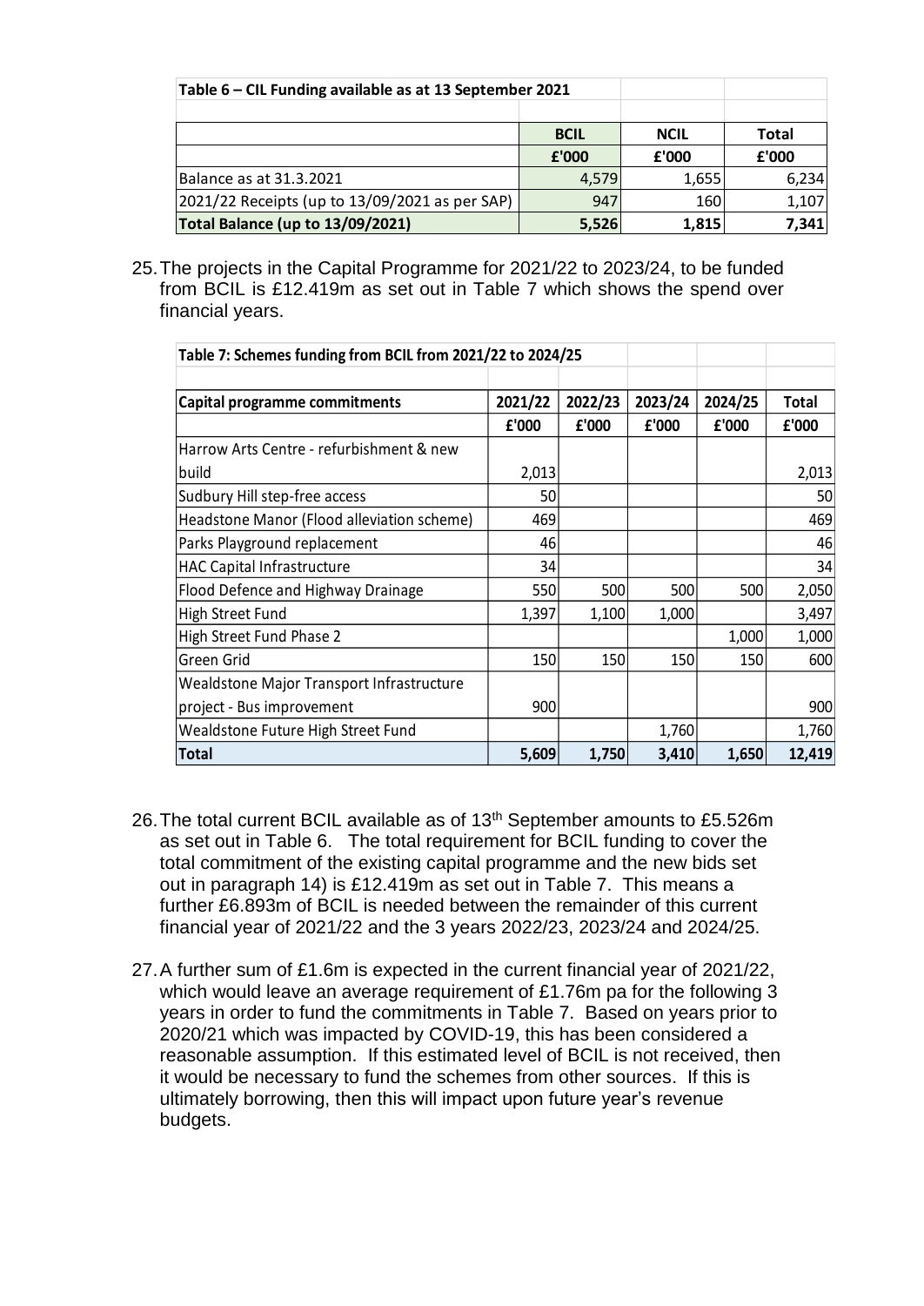| Table 6 – CIL Funding available as at 13 September 2021 | | | |
|---|---|---|---|
| | **BCIL** | **NCIL** | **Total** |
| | **£'000** | **£'000** | **£'000** |
| Balance as at 31.3.2021 | 4,579 | 1,655 | 6,234 |
| 2021/22 Receipts (up to 13/09/2021 as per SAP) | 947 | 160 | 1,107 |
| **Total Balance (up to 13/09/2021)** | **5,526** | **1,815** | **7,341** |

25. The projects in the Capital Programme for 2021/22 to 2023/24, to be funded from BCIL is £12.419m as set out in Table 7 which shows the spend over financial years.

| Table 7: Schemes funding from BCIL from 2021/22 to 2024/25 | | | | | |
|---|---|---|---|---|---|
| **Capital programme commitments** | **2021/22** | **2022/23** | **2023/24** | **2024/25** | **Total** |
| | **£'000** | **£'000** | **£'000** | **£'000** | **£'000** |
| Harrow Arts Centre - refurbishment & new build | 2,013 | | | | 2,013 |
| Sudbury Hill step-free access | 50 | | | | 50 |
| Headstone Manor (Flood alleviation scheme) | 469 | | | | 469 |
| Parks Playground replacement | 46 | | | | 46 |
| HAC Capital Infrastructure | 34 | | | | 34 |
| Flood Defence and Highway Drainage | 550 | 500 | 500 | 500 | 2,050 |
| High Street Fund | 1,397 | 1,100 | 1,000 | | 3,497 |
| High Street Fund Phase 2 | | | | 1,000 | 1,000 |
| Green Grid | 150 | 150 | 150 | 150 | 600 |
| Wealdstone Major Transport Infrastructure project - Bus improvement | 900 | | | | 900 |
| Wealdstone Future High Street Fund | | | 1,760 | | 1,760 |
| **Total** | **5,609** | **1,750** | **3,410** | **1,650** | **12,419** |

26. The total current BCIL available as of 13th September amounts to £5.526m as set out in Table 6. The total requirement for BCIL funding to cover the total commitment of the existing capital programme and the new bids set out in paragraph 14) is £12.419m as set out in Table 7. This means a further £6.893m of BCIL is needed between the remainder of this current financial year of 2021/22 and the 3 years 2022/23, 2023/24 and 2024/25.

27. A further sum of £1.6m is expected in the current financial year of 2021/22, which would leave an average requirement of £1.76m pa for the following 3 years in order to fund the commitments in Table 7. Based on years prior to 2020/21 which was impacted by COVID-19, this has been considered a reasonable assumption. If this estimated level of BCIL is not received, then it would be necessary to fund the schemes from other sources. If this is ultimately borrowing, then this will impact upon future year's revenue budgets.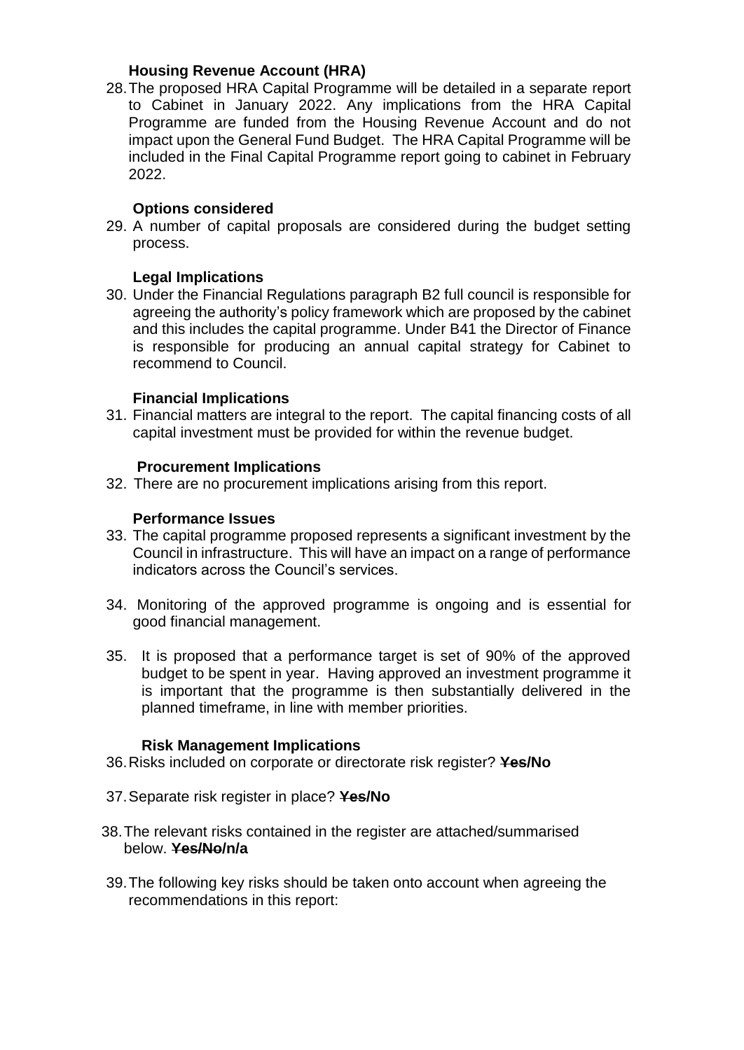### Housing Revenue Account (HRA)

28. The proposed HRA Capital Programme will be detailed in a separate report to Cabinet in January 2022. Any implications from the HRA Capital Programme are funded from the Housing Revenue Account and do not impact upon the General Fund Budget. The HRA Capital Programme will be included in the Final Capital Programme report going to cabinet in February 2022.

### Options considered

29. A number of capital proposals are considered during the budget setting process.

### Legal Implications

30. Under the Financial Regulations paragraph B2 full council is responsible for agreeing the authority's policy framework which are proposed by the cabinet and this includes the capital programme. Under B41 the Director of Finance is responsible for producing an annual capital strategy for Cabinet to recommend to Council.

### Financial Implications

31. Financial matters are integral to the report. The capital financing costs of all capital investment must be provided for within the revenue budget.

### Procurement Implications

32. There are no procurement implications arising from this report.

### Performance Issues

33. The capital programme proposed represents a significant investment by the Council in infrastructure. This will have an impact on a range of performance indicators across the Council's services.

34. Monitoring of the approved programme is ongoing and is essential for good financial management.

35. It is proposed that a performance target is set of 90% of the approved budget to be spent in year. Having approved an investment programme it is important that the programme is then substantially delivered in the planned timeframe, in line with member priorities.

### Risk Management Implications

36. Risks included on corporate or directorate risk register? ~~**Yes**~~**/No**

37. Separate risk register in place? ~~**Yes**~~**/No**

38. The relevant risks contained in the register are attached/summarised below. ~~**Yes/No**~~**/n/a**

39. The following key risks should be taken onto account when agreeing the recommendations in this report: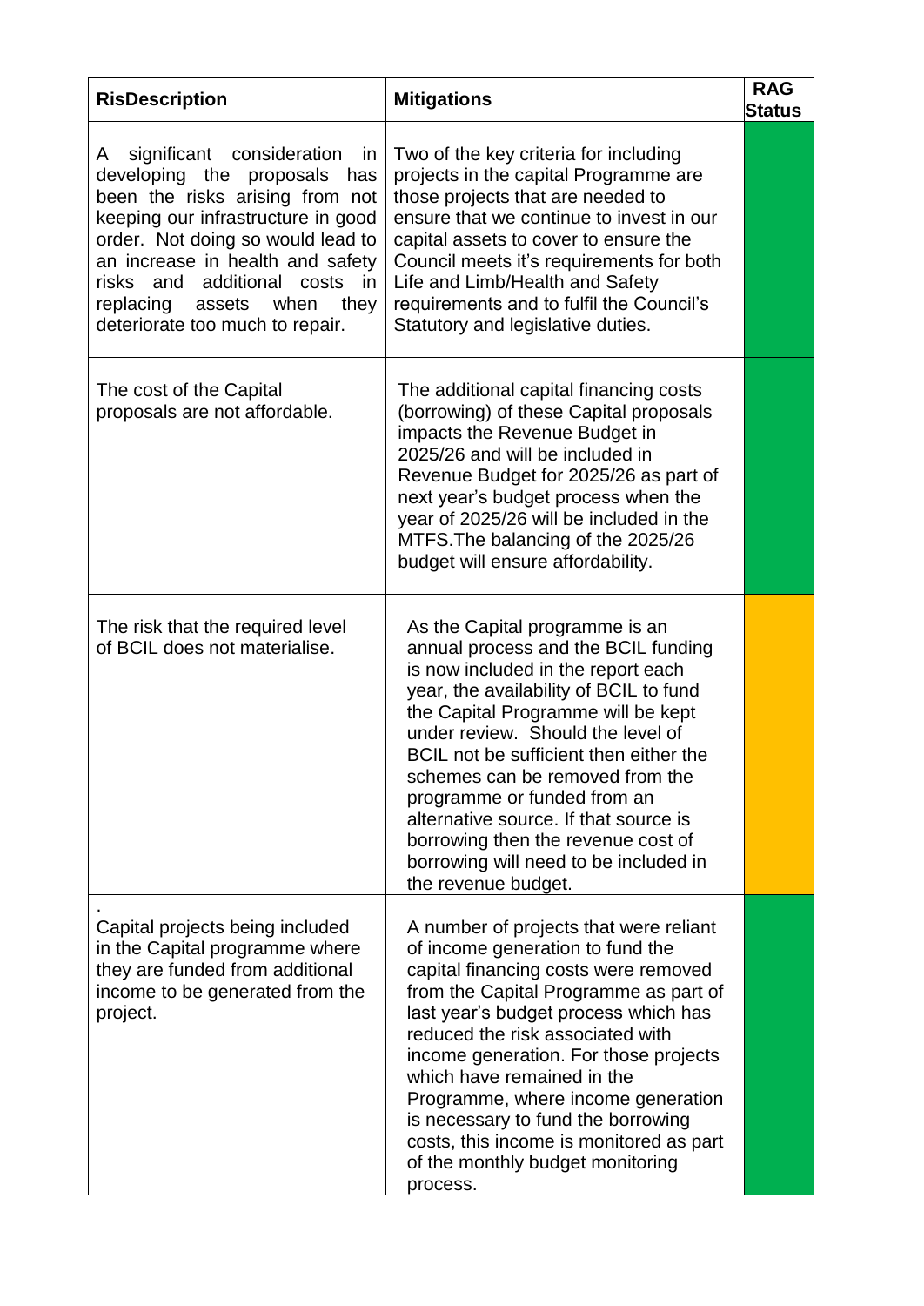| RisDescription | Mitigations | RAG Status |
| --- | --- | --- |
| A significant consideration in developing the proposals has been the risks arising from not keeping our infrastructure in good order. Not doing so would lead to an increase in health and safety risks and additional costs in replacing assets when they deteriorate too much to repair. | Two of the key criteria for including projects in the capital Programme are those projects that are needed to ensure that we continue to invest in our capital assets to cover to ensure the Council meets it's requirements for both Life and Limb/Health and Safety requirements and to fulfil the Council's Statutory and legislative duties. | |
| The cost of the Capital proposals are not affordable. | The additional capital financing costs (borrowing) of these Capital proposals impacts the Revenue Budget in 2025/26 and will be included in Revenue Budget for 2025/26 as part of next year's budget process when the year of 2025/26 will be included in the MTFS.The balancing of the 2025/26 budget will ensure affordability. | |
| The risk that the required level of BCIL does not materialise. | As the Capital programme is an annual process and the BCIL funding is now included in the report each year, the availability of BCIL to fund the Capital Programme will be kept under review. Should the level of BCIL not be sufficient then either the schemes can be removed from the programme or funded from an alternative source. If that source is borrowing then the revenue cost of borrowing will need to be included in the revenue budget. | |
| . Capital projects being included in the Capital programme where they are funded from additional income to be generated from the project. | A number of projects that were reliant of income generation to fund the capital financing costs were removed from the Capital Programme as part of last year's budget process which has reduced the risk associated with income generation. For those projects which have remained in the Programme, where income generation is necessary to fund the borrowing costs, this income is monitored as part of the monthly budget monitoring process. | |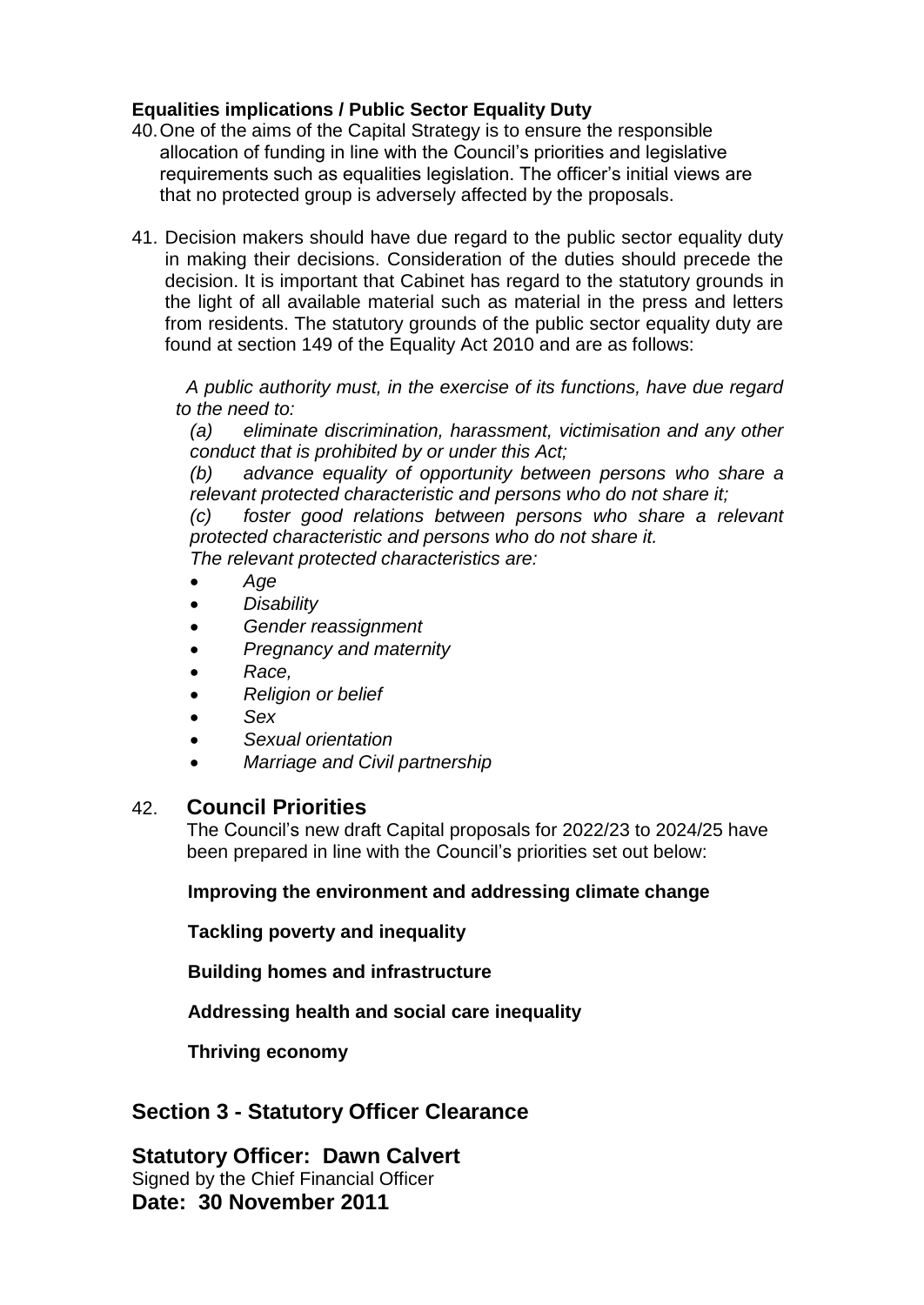**Equalities implications / Public Sector Equality Duty**

40. One of the aims of the Capital Strategy is to ensure the responsible allocation of funding in line with the Council's priorities and legislative requirements such as equalities legislation. The officer's initial views are that no protected group is adversely affected by the proposals.

41. Decision makers should have due regard to the public sector equality duty in making their decisions. Consideration of the duties should precede the decision. It is important that Cabinet has regard to the statutory grounds in the light of all available material such as material in the press and letters from residents. The statutory grounds of the public sector equality duty are found at section 149 of the Equality Act 2010 and are as follows:

    *A public authority must, in the exercise of its functions, have due regard to the need to:*

    *(a) eliminate discrimination, harassment, victimisation and any other conduct that is prohibited by or under this Act;*

    *(b) advance equality of opportunity between persons who share a relevant protected characteristic and persons who do not share it;*

    *(c) foster good relations between persons who share a relevant protected characteristic and persons who do not share it.*

    *The relevant protected characteristics are:*

    - *Age*
    - *Disability*
    - *Gender reassignment*
    - *Pregnancy and maternity*
    - *Race,*
    - *Religion or belief*
    - *Sex*
    - *Sexual orientation*
    - *Marriage and Civil partnership*

42. **Council Priorities**

    The Council's new draft Capital proposals for 2022/23 to 2024/25 have been prepared in line with the Council's priorities set out below:

    **Improving the environment and addressing climate change**

    **Tackling poverty and inequality**

    **Building homes and infrastructure**

    **Addressing health and social care inequality**

    **Thriving economy**

## Section 3 - Statutory Officer Clearance

**Statutory Officer: Dawn Calvert**

Signed by the Chief Financial Officer

**Date: 30 November 2011**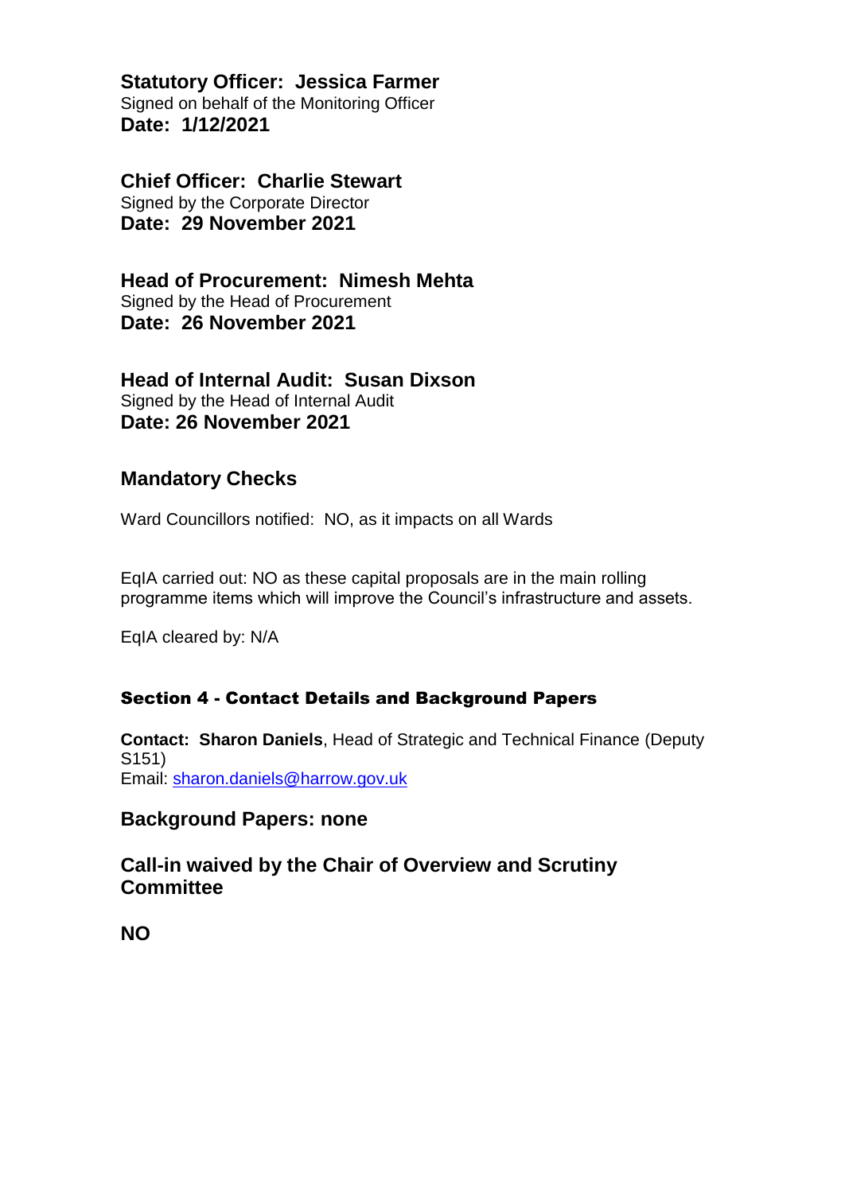**Statutory Officer: Jessica Farmer**
Signed on behalf of the Monitoring Officer
**Date: 1/12/2021**

**Chief Officer: Charlie Stewart**
Signed by the Corporate Director
**Date: 29 November 2021**

**Head of Procurement: Nimesh Mehta**
Signed by the Head of Procurement
**Date: 26 November 2021**

**Head of Internal Audit: Susan Dixson**
Signed by the Head of Internal Audit
**Date: 26 November 2021**

## Mandatory Checks

Ward Councillors notified: NO, as it impacts on all Wards

EqIA carried out: NO as these capital proposals are in the main rolling programme items which will improve the Council's infrastructure and assets.

EqIA cleared by: N/A

## Section 4 - Contact Details and Background Papers

**Contact: Sharon Daniels**, Head of Strategic and Technical Finance (Deputy S151)
Email: sharon.daniels@harrow.gov.uk

## Background Papers: none

## Call-in waived by the Chair of Overview and Scrutiny Committee

**NO**